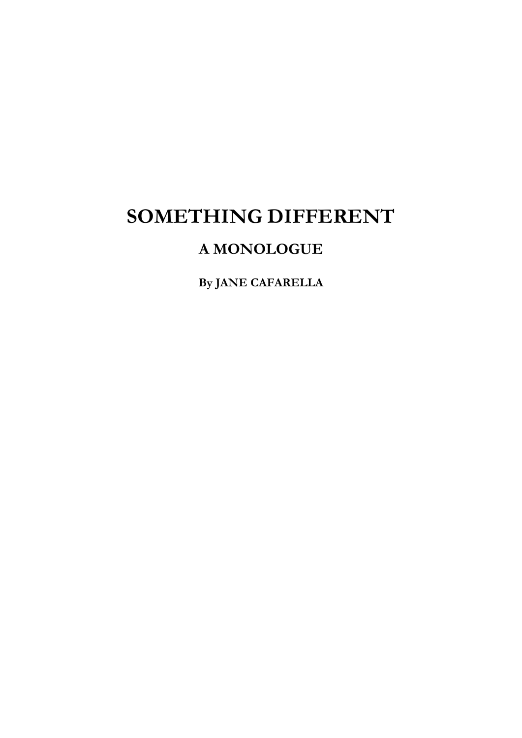# SOMETHING DIFFERENT

## A MONOLOGUE

**By JANE CAFARELLA**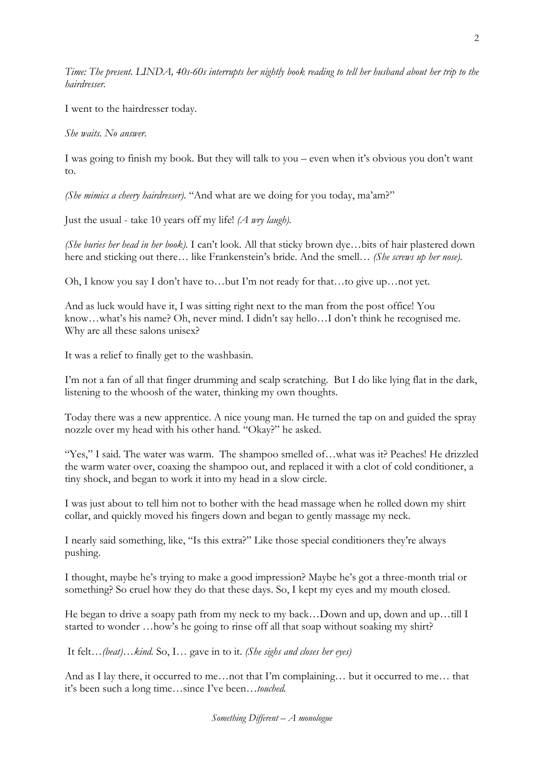*Time: The present. LINDA, 40s-60s interrupts her nightly book reading to tell her husband about her trip to the hairdresser.*

I went to the hairdresser today.

*She waits. No answer.*

I was going to finish my book. But they will talk to you – even when it's obvious you don't want to.

*(She mimics a cheery hairdresser).* "And what are we doing for you today, ma'am?"

Just the usual - take 10 years off my life! *(A wry laugh).*

*(She buries her head in her book).* I can't look. All that sticky brown dye…bits of hair plastered down here and sticking out there… like Frankenstein's bride. And the smell… *(She screws up her nose).*

Oh, I know you say I don't have to…but I'm not ready for that…to give up…not yet.

And as luck would have it, I was sitting right next to the man from the post office! You know…what's his name? Oh, never mind. I didn't say hello…I don't think he recognised me. Why are all these salons unisex?

It was a relief to finally get to the washbasin.

I'm not a fan of all that finger drumming and scalp scratching. But I do like lying flat in the dark, listening to the whoosh of the water, thinking my own thoughts.

Today there was a new apprentice. A nice young man. He turned the tap on and guided the spray nozzle over my head with his other hand. "Okay?" he asked.

"Yes," I said. The water was warm. The shampoo smelled of…what was it? Peaches! He drizzled the warm water over, coaxing the shampoo out, and replaced it with a clot of cold conditioner, a tiny shock, and began to work it into my head in a slow circle.

I was just about to tell him not to bother with the head massage when he rolled down my shirt collar, and quickly moved his fingers down and began to gently massage my neck.

I nearly said something, like, "Is this extra?" Like those special conditioners they're always pushing.

I thought, maybe he's trying to make a good impression? Maybe he's got a three-month trial or something? So cruel how they do that these days. So, I kept my eyes and my mouth closed.

He began to drive a soapy path from my neck to my back…Down and up, down and up…till I started to wonder …how's he going to rinse off all that soap without soaking my shirt?

It felt…*(beat)*…*kind.* So, I… gave in to it. *(She sighs and closes her eyes)*

And as I lay there, it occurred to me…not that I'm complaining… but it occurred to me… that it's been such a long time…since I've been…*touched.*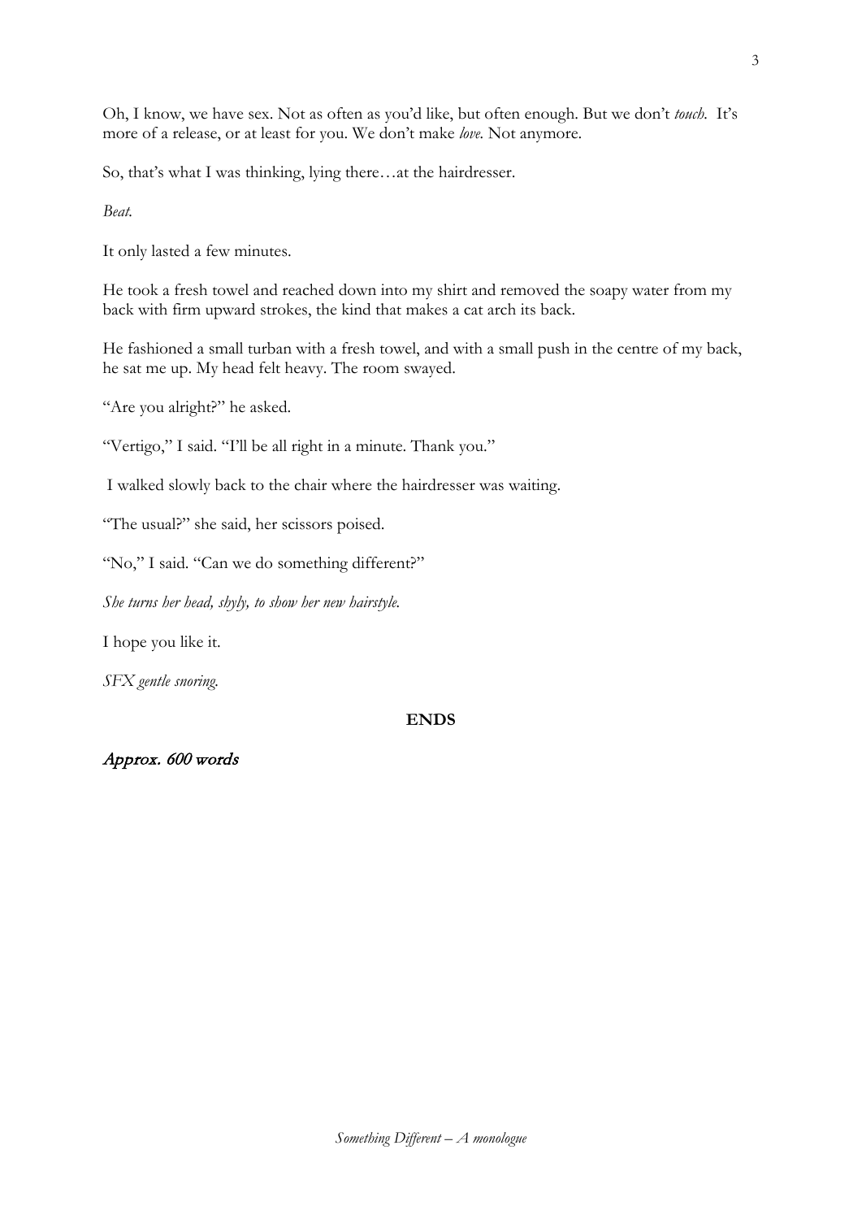Oh, I know, we have sex. Not as often as you'd like, but often enough. But we don't *touch*. It's more of a release, or at least for you. We don't make *love*. Not anymore.

So, that's what I was thinking, lying there…at the hairdresser.

*Beat.*

It only lasted a few minutes.

He took a fresh towel and reached down into my shirt and removed the soapy water from my back with firm upward strokes, the kind that makes a cat arch its back.

He fashioned a small turban with a fresh towel, and with a small push in the centre of my back, he sat me up. My head felt heavy. The room swayed.

"Are you alright?" he asked.

"Vertigo," I said. "I'll be all right in a minute. Thank you."

I walked slowly back to the chair where the hairdresser was waiting.

"The usual?" she said, her scissors poised.

"No," I said. "Can we do something different?"

*She turns her head, shyly, to show her new hairstyle.*

I hope you like it.

*SFX gentle snoring.*

**ENDS**

*Approx. 600 words*